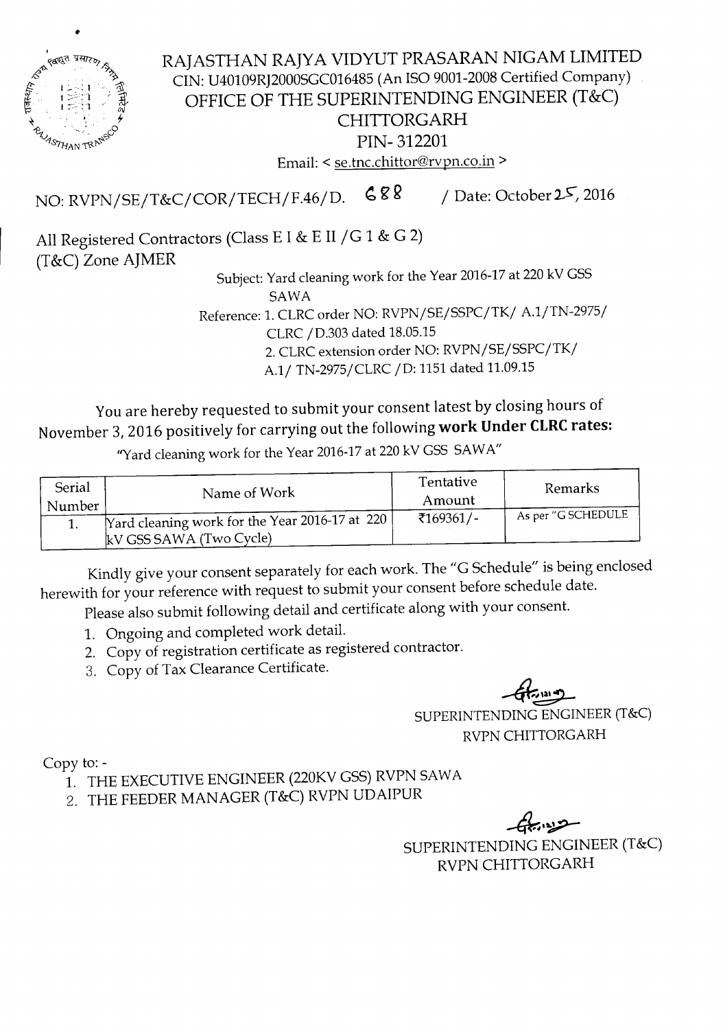# RAJASTHAN RAJYA VIDYUT PRASARAN NIGAM LIMITED

CIN: U40109RJ2000SGC016485 (An ISO 9001-2008 Certified Company)

## OFFICE OF THE SUPERINTENDING ENGINEER (T&C) CHITTORGARH

PIN- 312201

Email: < se.tnc.chittor@rvpn.co.in >

NO: RVPN/SE/T&C/COR/TECH/F.46/D. 688 / Date: October 25, 2016

All Registered Contractors (Class E I & E II /G 1 & G 2)
(T&C) Zone AJMER

Subject: Yard cleaning work for the Year 2016-17 at 220 kV GSS SAWA

Reference: 1. CLRC order NO: RVPN/SE/SSPC/TK/ A.1/TN-2975/ CLRC /D.303 dated 18.05.15
2. CLRC extension order NO: RVPN/SE/SSPC/TK/ A.1/ TN-2975/CLRC /D: 1151 dated 11.09.15

You are hereby requested to submit your consent latest by closing hours of November 3, 2016 positively for carrying out the following **work Under CLRC rates:**

"Yard cleaning work for the Year 2016-17 at 220 kV GSS SAWA"

| Serial Number | Name of Work | Tentative Amount | Remarks |
|---|---|---|---|
| 1. | Yard cleaning work for the Year 2016-17 at 220 kV GSS SAWA (Two Cycle) | ₹169361/- | As per "G SCHEDULE |

Kindly give your consent separately for each work. The "G Schedule" is being enclosed herewith for your reference with request to submit your consent before schedule date.

Please also submit following detail and certificate along with your consent.

1. Ongoing and completed work detail.
2. Copy of registration certificate as registered contractor.
3. Copy of Tax Clearance Certificate.

SUPERINTENDING ENGINEER (T&C)
RVPN CHITTORGARH

Copy to: -

1. THE EXECUTIVE ENGINEER (220KV GSS) RVPN SAWA
2. THE FEEDER MANAGER (T&C) RVPN UDAIPUR

SUPERINTENDING ENGINEER (T&C)
RVPN CHITTORGARH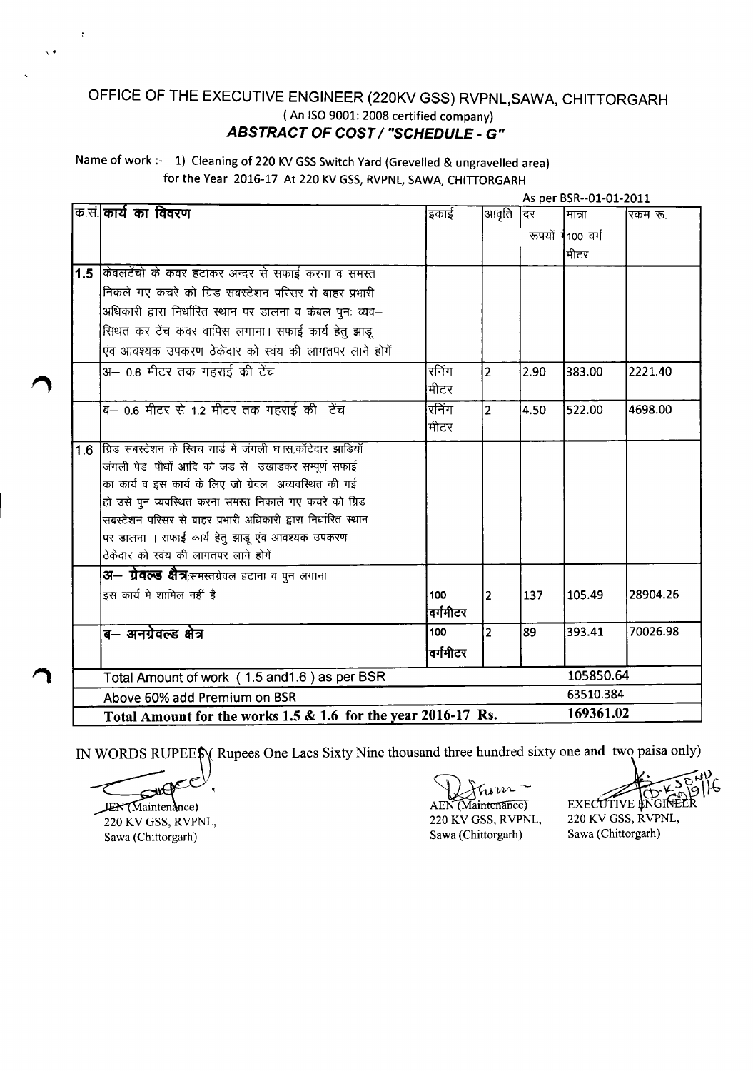## OFFICE OF THE EXECUTIVE ENGINEER (220KV GSS) RVPNL,SAWA, CHITTORGARH

( An ISO 9001: 2008 certified company)

### *ABSTRACT OF COST / "SCHEDULE - G"*

Name of work :- 1) Cleaning of 220 KV GSS Switch Yard (Grevelled & ungravelled area) for the Year 2016-17 At 220 KV GSS, RVPNL, SAWA, CHITTORGARH

As per BSR--01-01-2011

| क.सं. | कार्य का विवरण | इकाई | आवृति | दर रूपयों | मात्रा 100 वर्ग मीटर | रकम रू. |
|---|---|---|---|---|---|---|
| 1.5 | केबलटेंचो के कवर हटाकर अन्दर से सफाई करना व समस्त निकले गए कचरे को ग्रिड सबस्टेशन परिसर से बाहर प्रभारी अधिकारी द्वारा निर्धारित स्थान पर डालना व केबल पुनः व्यवसिथत कर टेंच कवर वापिस लगाना। सफाई कार्य हेतु झाडू एंव आवश्यक उपकरण ठेकेदार को स्वंय की लागतपर लाने होगें | | | | | |
| | अ– 0.6 मीटर तक गहराई की टेंच | रनिंग मीटर | 2 | 2.90 | 383.00 | 2221.40 |
| | ब– 0.6 मीटर से 1.2 मीटर तक गहराई की टेंच | रनिंग मीटर | 2 | 4.50 | 522.00 | 4698.00 |
| 1.6 | ग्रिड सबस्टेशन के स्विच यार्ड में जंगली घास,कॉटेदार झाडियॉ जंगली पेड, पौधों आदि को जड से उखाडकर सम्पूर्ण सफाई का कार्य व इस कार्य के लिए जो ग्रेवल अव्यवस्थित की गई हो उसे पुन व्यवस्थित करना समस्त निकाले गए कचरे को ग्रिड सबस्टेशन परिसर से बाहर प्रभारी अधिकारी द्वारा निर्धारित स्थान पर डालना । सफाई कार्य हेतु झाडू एंव आवश्यक उपकरण ठेकेदार को स्वंय की लागतपर लाने होगें | | | | | |
| | **अ– ग्रेवल्ड क्षेत्र**,समस्तग्रेवल हटाना व पुन लगाना इस कार्य मे शामिल नहीं है | 100 वर्गमीटर | 2 | 137 | 105.49 | 28904.26 |
| | **ब– अनग्रेवल्ड क्षेत्र** | 100 वर्गमीटर | 2 | 89 | 393.41 | 70026.98 |
| | Total Amount of work ( 1.5 and1.6 ) as per BSR | | | | | 105850.64 |
| | Above 60% add Premium on BSR | | | | | 63510.384 |
| | **Total Amount for the works 1.5 & 1.6 for the year 2016-17 Rs.** | | | | | **169361.02** |

IN WORDS RUPEES ( Rupees One Lacs Sixty Nine thousand three hundred sixty one and two paisa only)

JEN (Maintenance)
220 KV GSS, RVPNL,
Sawa (Chittorgarh)

AEN (Maintenance)
220 KV GSS, RVPNL,
Sawa (Chittorgarh)

EXECUTIVE ENGINEER
220 KV GSS, RVPNL,
Sawa (Chittorgarh)